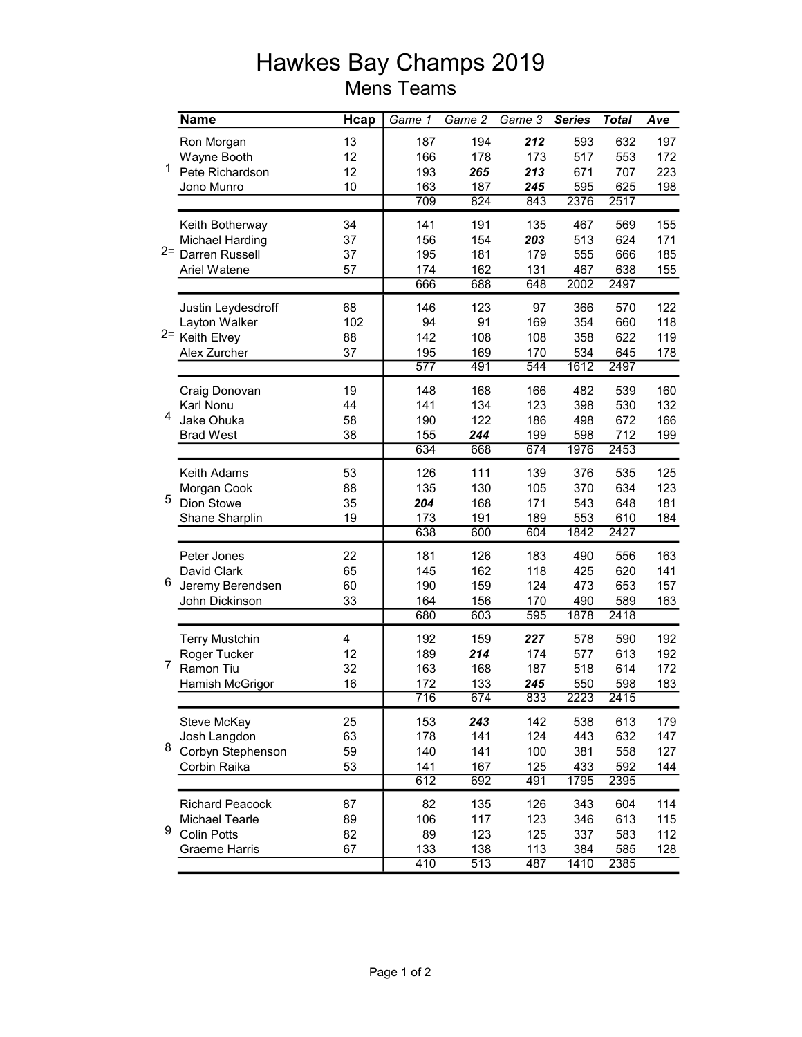# Hawkes Bay Champs 2019

## Mens Teams

| | Name | Hcap | Game 1 | Game 2 | Game 3 | Series | Total | Ave |
|---|---|---|---|---|---|---|---|---|
| 1 | Ron Morgan | 13 | 187 | 194 | ***212*** | 593 | 632 | 197 |
| | Wayne Booth | 12 | 166 | 178 | 173 | 517 | 553 | 172 |
| | Pete Richardson | 12 | 193 | ***265*** | ***213*** | 671 | 707 | 223 |
| | Jono Munro | 10 | 163 | 187 | ***245*** | 595 | 625 | 198 |
| | | | 709 | 824 | 843 | 2376 | 2517 | |
| 2= | Keith Botherway | 34 | 141 | 191 | 135 | 467 | 569 | 155 |
| | Michael Harding | 37 | 156 | 154 | ***203*** | 513 | 624 | 171 |
| | Darren Russell | 37 | 195 | 181 | 179 | 555 | 666 | 185 |
| | Ariel Watene | 57 | 174 | 162 | 131 | 467 | 638 | 155 |
| | | | 666 | 688 | 648 | 2002 | 2497 | |
| 2= | Justin Leydesdroff | 68 | 146 | 123 | 97 | 366 | 570 | 122 |
| | Layton Walker | 102 | 94 | 91 | 169 | 354 | 660 | 118 |
| | Keith Elvey | 88 | 142 | 108 | 108 | 358 | 622 | 119 |
| | Alex Zurcher | 37 | 195 | 169 | 170 | 534 | 645 | 178 |
| | | | 577 | 491 | 544 | 1612 | 2497 | |
| 4 | Craig Donovan | 19 | 148 | 168 | 166 | 482 | 539 | 160 |
| | Karl Nonu | 44 | 141 | 134 | 123 | 398 | 530 | 132 |
| | Jake Ohuka | 58 | 190 | 122 | 186 | 498 | 672 | 166 |
| | Brad West | 38 | 155 | ***244*** | 199 | 598 | 712 | 199 |
| | | | 634 | 668 | 674 | 1976 | 2453 | |
| 5 | Keith Adams | 53 | 126 | 111 | 139 | 376 | 535 | 125 |
| | Morgan Cook | 88 | 135 | 130 | 105 | 370 | 634 | 123 |
| | Dion Stowe | 35 | ***204*** | 168 | 171 | 543 | 648 | 181 |
| | Shane Sharplin | 19 | 173 | 191 | 189 | 553 | 610 | 184 |
| | | | 638 | 600 | 604 | 1842 | 2427 | |
| 6 | Peter Jones | 22 | 181 | 126 | 183 | 490 | 556 | 163 |
| | David Clark | 65 | 145 | 162 | 118 | 425 | 620 | 141 |
| | Jeremy Berendsen | 60 | 190 | 159 | 124 | 473 | 653 | 157 |
| | John Dickinson | 33 | 164 | 156 | 170 | 490 | 589 | 163 |
| | | | 680 | 603 | 595 | 1878 | 2418 | |
| 7 | Terry Mustchin | 4 | 192 | 159 | ***227*** | 578 | 590 | 192 |
| | Roger Tucker | 12 | 189 | ***214*** | 174 | 577 | 613 | 192 |
| | Ramon Tiu | 32 | 163 | 168 | 187 | 518 | 614 | 172 |
| | Hamish McGrigor | 16 | 172 | 133 | ***245*** | 550 | 598 | 183 |
| | | | 716 | 674 | 833 | 2223 | 2415 | |
| 8 | Steve McKay | 25 | 153 | ***243*** | 142 | 538 | 613 | 179 |
| | Josh Langdon | 63 | 178 | 141 | 124 | 443 | 632 | 147 |
| | Corbyn Stephenson | 59 | 140 | 141 | 100 | 381 | 558 | 127 |
| | Corbin Raika | 53 | 141 | 167 | 125 | 433 | 592 | 144 |
| | | | 612 | 692 | 491 | 1795 | 2395 | |
| 9 | Richard Peacock | 87 | 82 | 135 | 126 | 343 | 604 | 114 |
| | Michael Tearle | 89 | 106 | 117 | 123 | 346 | 613 | 115 |
| | Colin Potts | 82 | 89 | 123 | 125 | 337 | 583 | 112 |
| | Graeme Harris | 67 | 133 | 138 | 113 | 384 | 585 | 128 |
| | | | 410 | 513 | 487 | 1410 | 2385 | |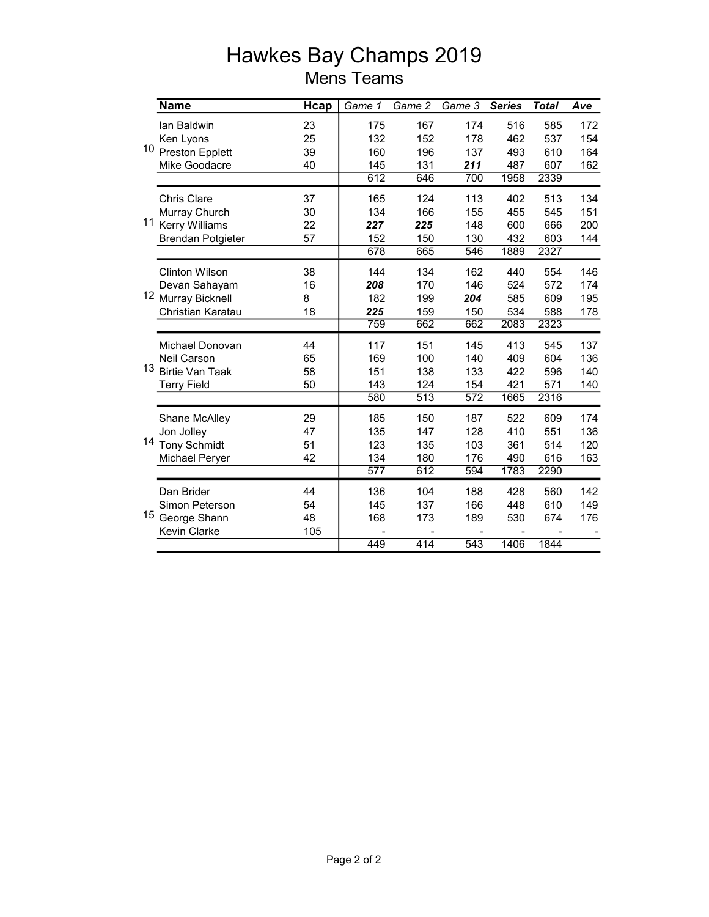# Hawkes Bay Champs 2019

## Mens Teams

| | Name | Hcap | *Game 1* | *Game 2* | *Game 3* | ***Series*** | ***Total*** | ***Ave*** |
|---|---|---|---|---|---|---|---|---|
| 10 | Ian Baldwin | 23 | 175 | 167 | 174 | 516 | 585 | 172 |
| | Ken Lyons | 25 | 132 | 152 | 178 | 462 | 537 | 154 |
| | Preston Epplett | 39 | 160 | 196 | 137 | 493 | 610 | 164 |
| | Mike Goodacre | 40 | 145 | 131 | ***211*** | 487 | 607 | 162 |
| | | | 612 | 646 | 700 | 1958 | 2339 | |
| 11 | Chris Clare | 37 | 165 | 124 | 113 | 402 | 513 | 134 |
| | Murray Church | 30 | 134 | 166 | 155 | 455 | 545 | 151 |
| | Kerry Williams | 22 | ***227*** | ***225*** | 148 | 600 | 666 | 200 |
| | Brendan Potgieter | 57 | 152 | 150 | 130 | 432 | 603 | 144 |
| | | | 678 | 665 | 546 | 1889 | 2327 | |
| 12 | Clinton Wilson | 38 | 144 | 134 | 162 | 440 | 554 | 146 |
| | Devan Sahayam | 16 | ***208*** | 170 | 146 | 524 | 572 | 174 |
| | Murray Bicknell | 8 | 182 | 199 | ***204*** | 585 | 609 | 195 |
| | Christian Karatau | 18 | ***225*** | 159 | 150 | 534 | 588 | 178 |
| | | | 759 | 662 | 662 | 2083 | 2323 | |
| 13 | Michael Donovan | 44 | 117 | 151 | 145 | 413 | 545 | 137 |
| | Neil Carson | 65 | 169 | 100 | 140 | 409 | 604 | 136 |
| | Birtie Van Taak | 58 | 151 | 138 | 133 | 422 | 596 | 140 |
| | Terry Field | 50 | 143 | 124 | 154 | 421 | 571 | 140 |
| | | | 580 | 513 | 572 | 1665 | 2316 | |
| 14 | Shane McAlley | 29 | 185 | 150 | 187 | 522 | 609 | 174 |
| | Jon Jolley | 47 | 135 | 147 | 128 | 410 | 551 | 136 |
| | Tony Schmidt | 51 | 123 | 135 | 103 | 361 | 514 | 120 |
| | Michael Peryer | 42 | 134 | 180 | 176 | 490 | 616 | 163 |
| | | | 577 | 612 | 594 | 1783 | 2290 | |
| 15 | Dan Brider | 44 | 136 | 104 | 188 | 428 | 560 | 142 |
| | Simon Peterson | 54 | 145 | 137 | 166 | 448 | 610 | 149 |
| | George Shann | 48 | 168 | 173 | 189 | 530 | 674 | 176 |
| | Kevin Clarke | 105 | - | - | - | - | - | - |
| | | | 449 | 414 | 543 | 1406 | 1844 | |